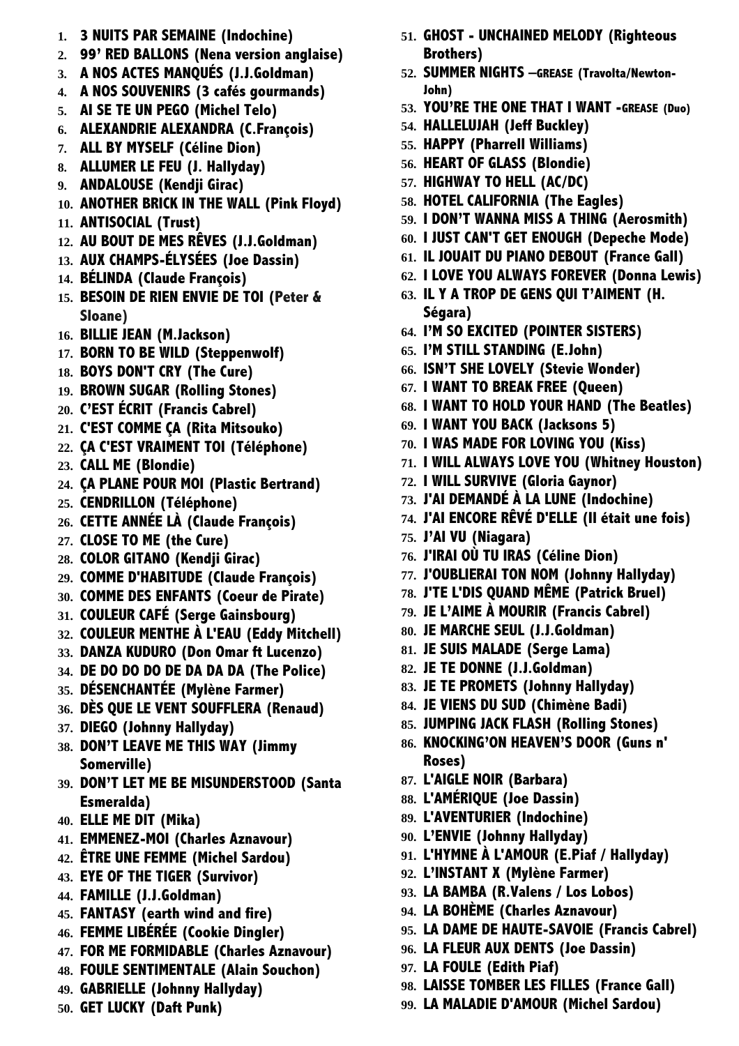1. **3 NUITS PAR SEMAINE (Indochine)**
2. **99' RED BALLONS (Nena version anglaise)**
3. **A NOS ACTES MANQUÉS (J.J.Goldman)**
4. **A NOS SOUVENIRS (3 cafés gourmands)**
5. **AI SE TE UN PEGO (Michel Telo)**
6. **ALEXANDRIE ALEXANDRA (C.François)**
7. **ALL BY MYSELF (Céline Dion)**
8. **ALLUMER LE FEU (J. Hallyday)**
9. **ANDALOUSE (Kendji Girac)**
10. **ANOTHER BRICK IN THE WALL (Pink Floyd)**
11. **ANTISOCIAL (Trust)**
12. **AU BOUT DE MES RÊVES (J.J.Goldman)**
13. **AUX CHAMPS-ÉLYSÉES (Joe Dassin)**
14. **BÉLINDA (Claude François)**
15. **BESOIN DE RIEN ENVIE DE TOI (Peter & Sloane)**
16. **BILLIE JEAN (M.Jackson)**
17. **BORN TO BE WILD (Steppenwolf)**
18. **BOYS DON'T CRY (The Cure)**
19. **BROWN SUGAR (Rolling Stones)**
20. **C'EST ÉCRIT (Francis Cabrel)**
21. **C'EST COMME ÇA (Rita Mitsouko)**
22. **ÇA C'EST VRAIMENT TOI (Téléphone)**
23. **CALL ME (Blondie)**
24. **ÇA PLANE POUR MOI (Plastic Bertrand)**
25. **CENDRILLON (Téléphone)**
26. **CETTE ANNÉE LÀ (Claude François)**
27. **CLOSE TO ME (the Cure)**
28. **COLOR GITANO (Kendji Girac)**
29. **COMME D'HABITUDE (Claude François)**
30. **COMME DES ENFANTS (Coeur de Pirate)**
31. **COULEUR CAFÉ (Serge Gainsbourg)**
32. **COULEUR MENTHE À L'EAU (Eddy Mitchell)**
33. **DANZA KUDURO (Don Omar ft Lucenzo)**
34. **DE DO DO DO DE DA DA DA (The Police)**
35. **DÉSENCHANTÉE (Mylène Farmer)**
36. **DÈS QUE LE VENT SOUFFLERA (Renaud)**
37. **DIEGO (Johnny Hallyday)**
38. **DON'T LEAVE ME THIS WAY (Jimmy Somerville)**
39. **DON'T LET ME BE MISUNDERSTOOD (Santa Esmeralda)**
40. **ELLE ME DIT (Mika)**
41. **EMMENEZ-MOI (Charles Aznavour)**
42. **ÊTRE UNE FEMME (Michel Sardou)**
43. **EYE OF THE TIGER (Survivor)**
44. **FAMILLE (J.J.Goldman)**
45. **FANTASY (earth wind and fire)**
46. **FEMME LIBÉRÉE (Cookie Dingler)**
47. **FOR ME FORMIDABLE (Charles Aznavour)**
48. **FOULE SENTIMENTALE (Alain Souchon)**
49. **GABRIELLE (Johnny Hallyday)**
50. **GET LUCKY (Daft Punk)**
51. **GHOST - UNCHAINED MELODY (Righteous Brothers)**
52. **SUMMER NIGHTS –GREASE (Travolta/Newton-John)**
53. **YOU'RE THE ONE THAT I WANT -GREASE (Duo)**
54. **HALLELUJAH (Jeff Buckley)**
55. **HAPPY (Pharrell Williams)**
56. **HEART OF GLASS (Blondie)**
57. **HIGHWAY TO HELL (AC/DC)**
58. **HOTEL CALIFORNIA (The Eagles)**
59. **I DON'T WANNA MISS A THING (Aerosmith)**
60. **I JUST CAN'T GET ENOUGH (Depeche Mode)**
61. **IL JOUAIT DU PIANO DEBOUT (France Gall)**
62. **I LOVE YOU ALWAYS FOREVER (Donna Lewis)**
63. **IL Y A TROP DE GENS QUI T'AIMENT (H. Ségara)**
64. **I'M SO EXCITED (POINTER SISTERS)**
65. **I'M STILL STANDING (E.John)**
66. **ISN'T SHE LOVELY (Stevie Wonder)**
67. **I WANT TO BREAK FREE (Queen)**
68. **I WANT TO HOLD YOUR HAND (The Beatles)**
69. **I WANT YOU BACK (Jacksons 5)**
70. **I WAS MADE FOR LOVING YOU (Kiss)**
71. **I WILL ALWAYS LOVE YOU (Whitney Houston)**
72. **I WILL SURVIVE (Gloria Gaynor)**
73. **J'AI DEMANDÉ À LA LUNE (Indochine)**
74. **J'AI ENCORE RÊVÉ D'ELLE (Il était une fois)**
75. **J'AI VU (Niagara)**
76. **J'IRAI OÙ TU IRAS (Céline Dion)**
77. **J'OUBLIERAI TON NOM (Johnny Hallyday)**
78. **J'TE L'DIS QUAND MÊME (Patrick Bruel)**
79. **JE L'AIME À MOURIR (Francis Cabrel)**
80. **JE MARCHE SEUL (J.J.Goldman)**
81. **JE SUIS MALADE (Serge Lama)**
82. **JE TE DONNE (J.J.Goldman)**
83. **JE TE PROMETS (Johnny Hallyday)**
84. **JE VIENS DU SUD (Chimène Badi)**
85. **JUMPING JACK FLASH (Rolling Stones)**
86. **KNOCKING'ON HEAVEN'S DOOR (Guns n' Roses)**
87. **L'AIGLE NOIR (Barbara)**
88. **L'AMÉRIQUE (Joe Dassin)**
89. **L'AVENTURIER (Indochine)**
90. **L'ENVIE (Johnny Hallyday)**
91. **L'HYMNE À L'AMOUR (E.Piaf / Hallyday)**
92. **L'INSTANT X (Mylène Farmer)**
93. **LA BAMBA (R.Valens / Los Lobos)**
94. **LA BOHÈME (Charles Aznavour)**
95. **LA DAME DE HAUTE-SAVOIE (Francis Cabrel)**
96. **LA FLEUR AUX DENTS (Joe Dassin)**
97. **LA FOULE (Edith Piaf)**
98. **LAISSE TOMBER LES FILLES (France Gall)**
99. **LA MALADIE D'AMOUR (Michel Sardou)**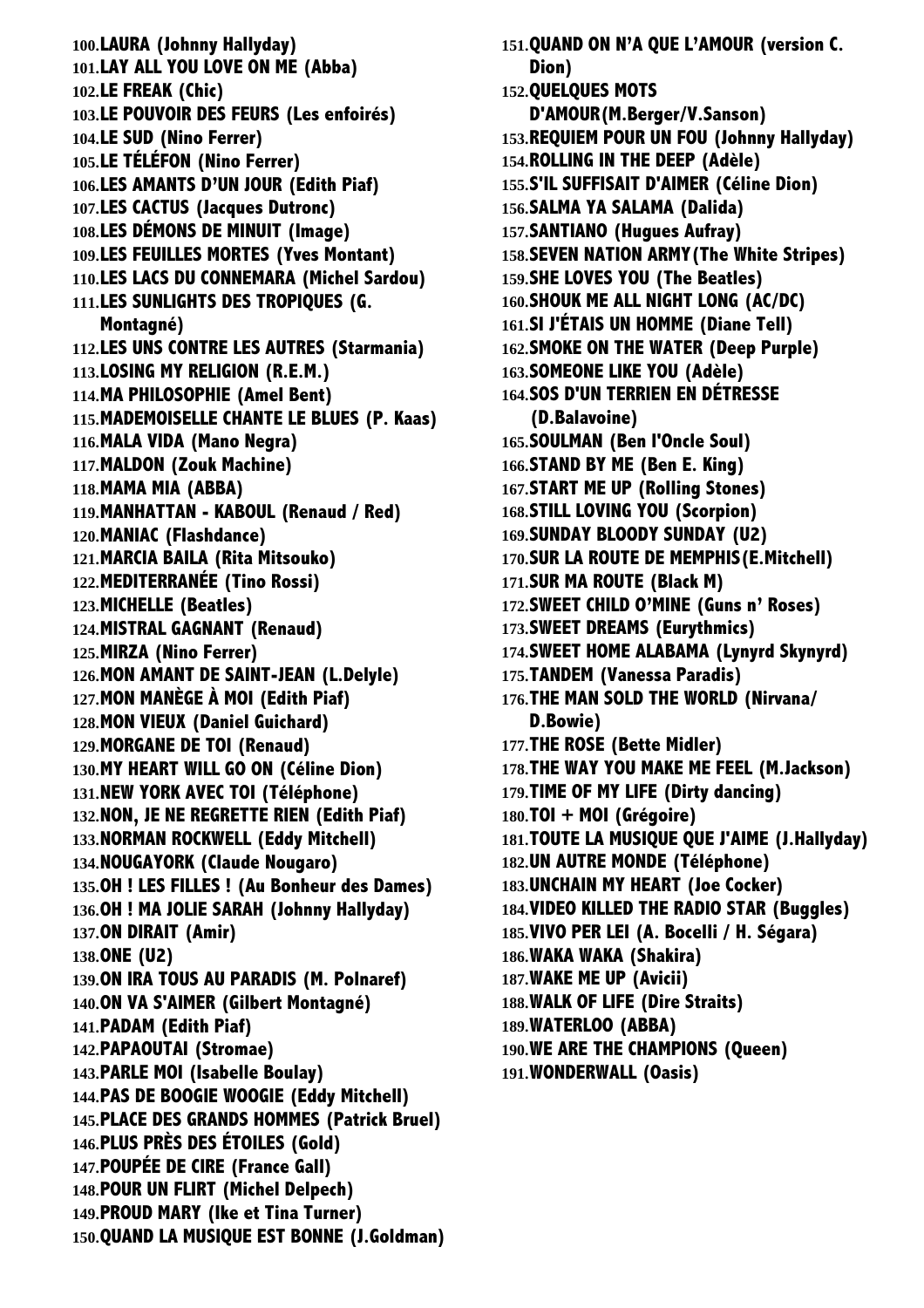100. **LAURA (Johnny Hallyday)**
101. **LAY ALL YOU LOVE ON ME (Abba)**
102. **LE FREAK (Chic)**
103. **LE POUVOIR DES FEURS (Les enfoirés)**
104. **LE SUD (Nino Ferrer)**
105. **LE TÉLÉFON (Nino Ferrer)**
106. **LES AMANTS D'UN JOUR (Edith Piaf)**
107. **LES CACTUS (Jacques Dutronc)**
108. **LES DÉMONS DE MINUIT (Image)**
109. **LES FEUILLES MORTES (Yves Montant)**
110. **LES LACS DU CONNEMARA (Michel Sardou)**
111. **LES SUNLIGHTS DES TROPIQUES (G. Montagné)**
112. **LES UNS CONTRE LES AUTRES (Starmania)**
113. **LOSING MY RELIGION (R.E.M.)**
114. **MA PHILOSOPHIE (Amel Bent)**
115. **MADEMOISELLE CHANTE LE BLUES (P. Kaas)**
116. **MALA VIDA (Mano Negra)**
117. **MALDON (Zouk Machine)**
118. **MAMA MIA (ABBA)**
119. **MANHATTAN - KABOUL (Renaud / Red)**
120. **MANIAC (Flashdance)**
121. **MARCIA BAILA (Rita Mitsouko)**
122. **MEDITERRANÉE (Tino Rossi)**
123. **MICHELLE (Beatles)**
124. **MISTRAL GAGNANT (Renaud)**
125. **MIRZA (Nino Ferrer)**
126. **MON AMANT DE SAINT-JEAN (L.Delyle)**
127. **MON MANÈGE À MOI (Edith Piaf)**
128. **MON VIEUX (Daniel Guichard)**
129. **MORGANE DE TOI (Renaud)**
130. **MY HEART WILL GO ON (Céline Dion)**
131. **NEW YORK AVEC TOI (Téléphone)**
132. **NON, JE NE REGRETTE RIEN (Edith Piaf)**
133. **NORMAN ROCKWELL (Eddy Mitchell)**
134. **NOUGAYORK (Claude Nougaro)**
135. **OH ! LES FILLES ! (Au Bonheur des Dames)**
136. **OH ! MA JOLIE SARAH (Johnny Hallyday)**
137. **ON DIRAIT (Amir)**
138. **ONE (U2)**
139. **ON IRA TOUS AU PARADIS (M. Polnaref)**
140. **ON VA S'AIMER (Gilbert Montagné)**
141. **PADAM (Edith Piaf)**
142. **PAPAOUTAI (Stromae)**
143. **PARLE MOI (Isabelle Boulay)**
144. **PAS DE BOOGIE WOOGIE (Eddy Mitchell)**
145. **PLACE DES GRANDS HOMMES (Patrick Bruel)**
146. **PLUS PRÈS DES ÉTOILES (Gold)**
147. **POUPÉE DE CIRE (France Gall)**
148. **POUR UN FLIRT (Michel Delpech)**
149. **PROUD MARY (Ike et Tina Turner)**
150. **QUAND LA MUSIQUE EST BONNE (J.Goldman)**
151. **QUAND ON N'A QUE L'AMOUR (version C. Dion)**
152. **QUELQUES MOTS D'AMOUR(M.Berger/V.Sanson)**
153. **REQUIEM POUR UN FOU (Johnny Hallyday)**
154. **ROLLING IN THE DEEP (Adèle)**
155. **S'IL SUFFISAIT D'AIMER (Céline Dion)**
156. **SALMA YA SALAMA (Dalida)**
157. **SANTIANO (Hugues Aufray)**
158. **SEVEN NATION ARMY(The White Stripes)**
159. **SHE LOVES YOU (The Beatles)**
160. **SHOUK ME ALL NIGHT LONG (AC/DC)**
161. **SI J'ÉTAIS UN HOMME (Diane Tell)**
162. **SMOKE ON THE WATER (Deep Purple)**
163. **SOMEONE LIKE YOU (Adèle)**
164. **SOS D'UN TERRIEN EN DÉTRESSE (D.Balavoine)**
165. **SOULMAN (Ben l'Oncle Soul)**
166. **STAND BY ME (Ben E. King)**
167. **START ME UP (Rolling Stones)**
168. **STILL LOVING YOU (Scorpion)**
169. **SUNDAY BLOODY SUNDAY (U2)**
170. **SUR LA ROUTE DE MEMPHIS(E.Mitchell)**
171. **SUR MA ROUTE (Black M)**
172. **SWEET CHILD O'MINE (Guns n' Roses)**
173. **SWEET DREAMS (Eurythmics)**
174. **SWEET HOME ALABAMA (Lynyrd Skynyrd)**
175. **TANDEM (Vanessa Paradis)**
176. **THE MAN SOLD THE WORLD (Nirvana/ D.Bowie)**
177. **THE ROSE (Bette Midler)**
178. **THE WAY YOU MAKE ME FEEL (M.Jackson)**
179. **TIME OF MY LIFE (Dirty dancing)**
180. **TOI + MOI (Grégoire)**
181. **TOUTE LA MUSIQUE QUE J'AIME (J.Hallyday)**
182. **UN AUTRE MONDE (Téléphone)**
183. **UNCHAIN MY HEART (Joe Cocker)**
184. **VIDEO KILLED THE RADIO STAR (Buggles)**
185. **VIVO PER LEI (A. Bocelli / H. Ségara)**
186. **WAKA WAKA (Shakira)**
187. **WAKE ME UP (Avicii)**
188. **WALK OF LIFE (Dire Straits)**
189. **WATERLOO (ABBA)**
190. **WE ARE THE CHAMPIONS (Queen)**
191. **WONDERWALL (Oasis)**